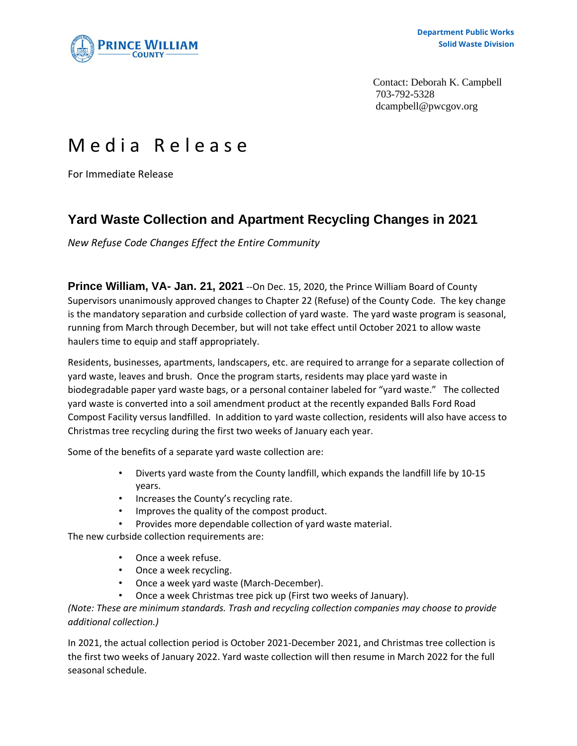Department Public Works
Solid Waste Division

Contact: Deborah K. Campbell
703-792-5328
dcampbell@pwcgov.org

# Media Release

For Immediate Release

## Yard Waste Collection and Apartment Recycling Changes in 2021

*New Refuse Code Changes Effect the Entire Community*

**Prince William, VA- Jan. 21, 2021** --On Dec. 15, 2020, the Prince William Board of County Supervisors unanimously approved changes to Chapter 22 (Refuse) of the County Code. The key change is the mandatory separation and curbside collection of yard waste. The yard waste program is seasonal, running from March through December, but will not take effect until October 2021 to allow waste haulers time to equip and staff appropriately.

Residents, businesses, apartments, landscapers, etc. are required to arrange for a separate collection of yard waste, leaves and brush. Once the program starts, residents may place yard waste in biodegradable paper yard waste bags, or a personal container labeled for "yard waste." The collected yard waste is converted into a soil amendment product at the recently expanded Balls Ford Road Compost Facility versus landfilled. In addition to yard waste collection, residents will also have access to Christmas tree recycling during the first two weeks of January each year.

Some of the benefits of a separate yard waste collection are:

- Diverts yard waste from the County landfill, which expands the landfill life by 10-15 years.
- Increases the County's recycling rate.
- Improves the quality of the compost product.
- Provides more dependable collection of yard waste material.

The new curbside collection requirements are:

- Once a week refuse.
- Once a week recycling.
- Once a week yard waste (March-December).
- Once a week Christmas tree pick up (First two weeks of January).

*(Note: These are minimum standards. Trash and recycling collection companies may choose to provide additional collection.)*

In 2021, the actual collection period is October 2021-December 2021, and Christmas tree collection is the first two weeks of January 2022. Yard waste collection will then resume in March 2022 for the full seasonal schedule.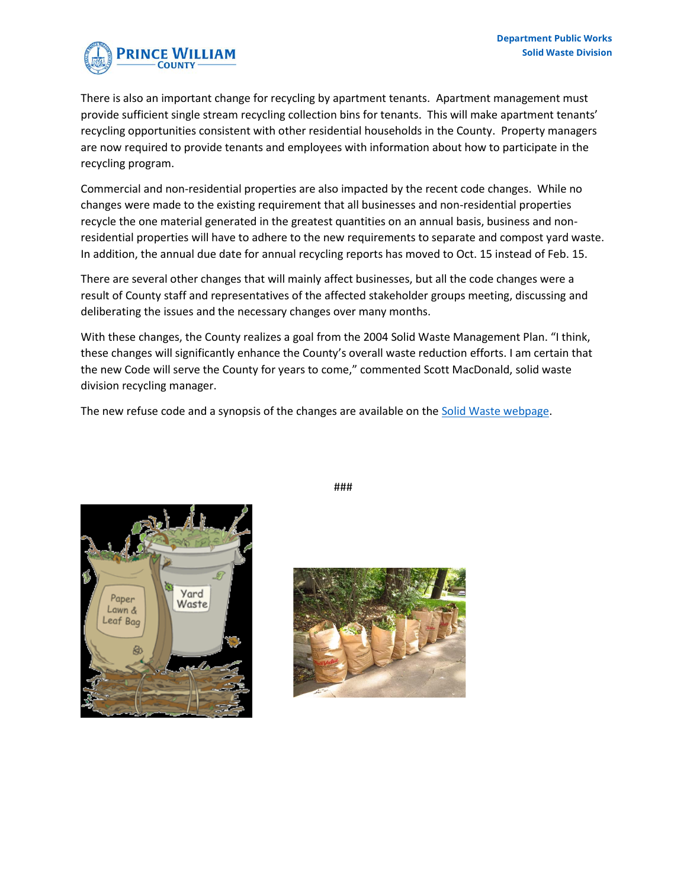There is also an important change for recycling by apartment tenants. Apartment management must provide sufficient single stream recycling collection bins for tenants. This will make apartment tenants' recycling opportunities consistent with other residential households in the County. Property managers are now required to provide tenants and employees with information about how to participate in the recycling program.

Commercial and non-residential properties are also impacted by the recent code changes. While no changes were made to the existing requirement that all businesses and non-residential properties recycle the one material generated in the greatest quantities on an annual basis, business and non-residential properties will have to adhere to the new requirements to separate and compost yard waste. In addition, the annual due date for annual recycling reports has moved to Oct. 15 instead of Feb. 15.

There are several other changes that will mainly affect businesses, but all the code changes were a result of County staff and representatives of the affected stakeholder groups meeting, discussing and deliberating the issues and the necessary changes over many months.

With these changes, the County realizes a goal from the 2004 Solid Waste Management Plan. "I think, these changes will significantly enhance the County's overall waste reduction efforts. I am certain that the new Code will serve the County for years to come," commented Scott MacDonald, solid waste division recycling manager.

The new refuse code and a synopsis of the changes are available on the Solid Waste webpage.

###